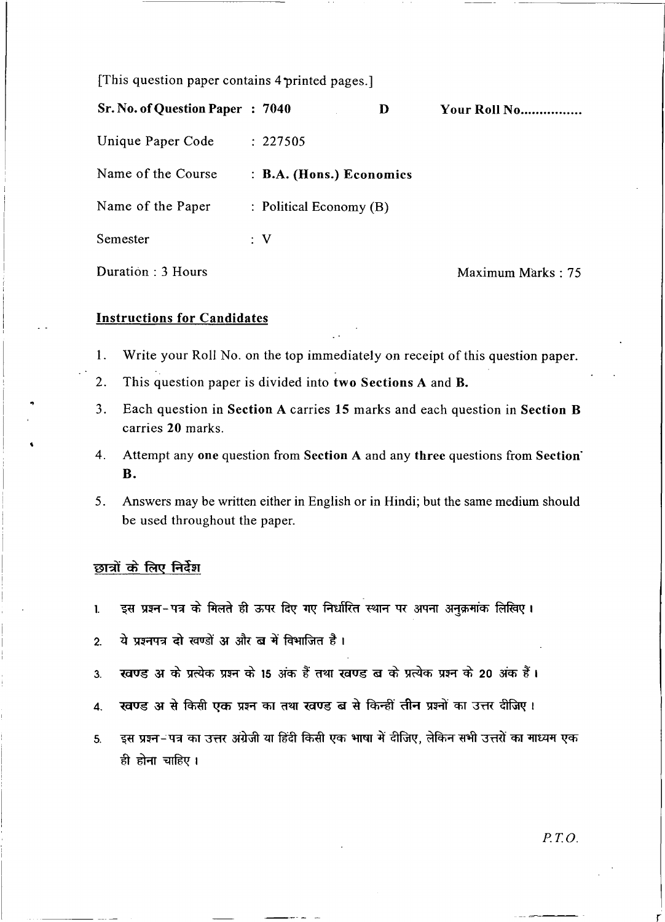[This question paper contains 4 printed pages.]

**Sr. No. of Question Paper : 7040** **D** **Your Roll No................**

Unique Paper Code : 227505

Name of the Course : **B.A. (Hons.) Economics**

Name of the Paper : Political Economy (B)

Semester : V

Duration : 3 Hours Maximum Marks : 75

**Instructions for Candidates**

1. Write your Roll No. on the top immediately on receipt of this question paper.
2. This question paper is divided into **two Sections A** and **B.**
3. Each question in **Section A** carries **15** marks and each question in **Section B** carries **20** marks.
4. Attempt any **one** question from **Section A** and any **three** questions from **Section B.**
5. Answers may be written either in English or in Hindi; but the same medium should be used throughout the paper.

**छात्रों के लिए निर्देश**

1. इस प्रश्न-पत्र के मिलते ही ऊपर दिए गए निर्धारित स्थान पर अपना अनुक्रमांक लिखिए।
2. ये प्रश्नपत्र दो खण्डों अ और ब में विभाजित है।
3. खण्ड अ के प्रत्येक प्रश्न के 15 अंक हैं तथा खण्ड ब के प्रत्येक प्रश्न के 20 अंक हैं।
4. खण्ड अ से किसी एक प्रश्न का तथा खण्ड ब से किन्हीं तीन प्रश्नों का उत्तर दीजिए।
5. इस प्रश्न-पत्र का उत्तर अंग्रेजी या हिंदी किसी एक भाषा में दीजिए, लेकिन सभी उत्तरों का माध्यम एक ही होना चाहिए।

*P.T.O.*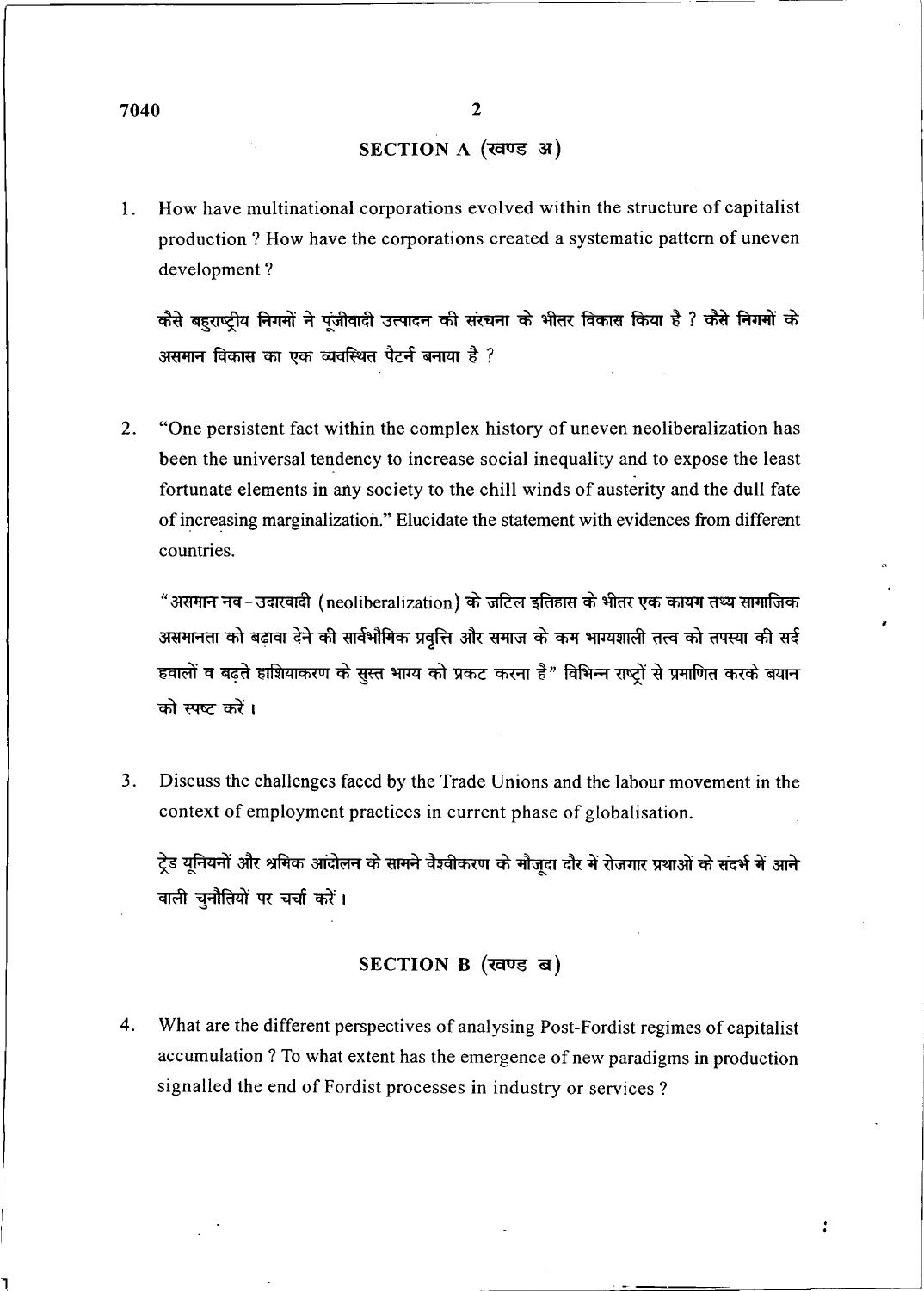## SECTION A (खण्ड अ)

1. How have multinational corporations evolved within the structure of capitalist production ? How have the corporations created a systematic pattern of uneven development ?

   कैसे बहुराष्ट्रीय निगमों ने पूंजीवादी उत्पादन की संरचना के भीतर विकास किया है ? कैसे निगमों के असमान विकास का एक व्यवस्थित पैटर्न बनाया है ?

2. "One persistent fact within the complex history of uneven neoliberalization has been the universal tendency to increase social inequality and to expose the least fortunate elements in any society to the chill winds of austerity and the dull fate of increasing marginalization." Elucidate the statement with evidences from different countries.

   "असमान नव-उदारवादी (neoliberalization) के जटिल इतिहास के भीतर एक कायम तथ्य सामाजिक असमानता को बढ़ावा देने की सार्वभौमिक प्रवृत्ति और समाज के कम भाग्यशाली तत्व को तपस्या की सर्द हवालों व बढ़ते हाशियाकरण के सुस्त भाग्य को प्रकट करना है" विभिन्न राष्ट्रों से प्रमाणित करके बयान को स्पष्ट करें।

3. Discuss the challenges faced by the Trade Unions and the labour movement in the context of employment practices in current phase of globalisation.

   ट्रेड यूनियनों और श्रमिक आंदोलन के सामने वैश्वीकरण के मौजूदा दौर में रोजगार प्रथाओं के संदर्भ में आने वाली चुनौतियों पर चर्चा करें।

## SECTION B (खण्ड ब)

4. What are the different perspectives of analysing Post-Fordist regimes of capitalist accumulation ? To what extent has the emergence of new paradigms in production signalled the end of Fordist processes in industry or services ?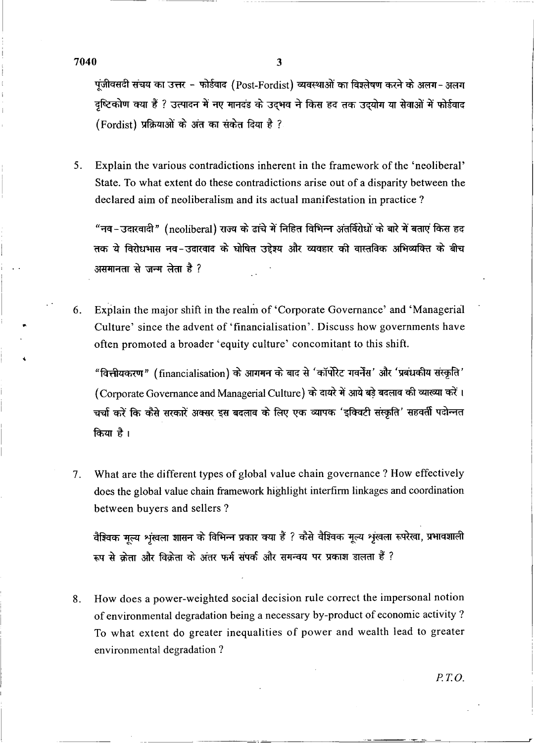पूंजीवसदी संचय का उत्तर - फोर्डवाद (Post-Fordist) व्यवस्थाओं का विश्लेषण करने के अलग-अलग दृष्टिकोण क्या हैं ? उत्पादन में नए मानदंड के उद्भव ने किस हद तक उद्योग या सेवाओं में फोर्डवाद (Fordist) प्रक्रियाओं के अंत का संकेत दिया है ?

5. Explain the various contradictions inherent in the framework of the 'neoliberal' State. To what extent do these contradictions arise out of a disparity between the declared aim of neoliberalism and its actual manifestation in practice ?

   "नव-उदारवादी" (neoliberal) राज्य के ढांचे में निहित विभिन्न अंतर्विरोधों के बारे में बताएं किस हद तक ये विरोधभास नव-उदारवाद के घोषित उद्देश्य और व्यवहार की वास्तविक अभिव्यक्ति के बीच असमानता से जन्म लेता है ?

6. Explain the major shift in the realm of 'Corporate Governance' and 'Managerial Culture' since the advent of 'financialisation'. Discuss how governments have often promoted a broader 'equity culture' concomitant to this shift.

   "वित्तीयकरण" (financialisation) के आगमन के बाद से 'कॉर्पोरेट गवर्नेंस' और 'प्रबंधकीय संस्कृति' (Corporate Governance and Managerial Culture) के दायरे में आये बड़े बदलाव की व्याख्या करें। चर्चा करें कि कैसे सरकारें अक्सर इस बदलाव के लिए एक व्यापक 'इक्विटी संस्कृति' सहवर्ती पदोन्नत किया है।

7. What are the different types of global value chain governance ? How effectively does the global value chain framework highlight interfirm linkages and coordination between buyers and sellers ?

   वैश्विक मूल्य शृंखला शासन के विभिन्न प्रकार क्या हैं ? कैसे वैश्विक मूल्य शृंखला रूपरेखा, प्रभावशाली रूप से क्रेता और विक्रेता के अंतर फर्म संपर्क और समन्वय पर प्रकाश डालता हैं ?

8. How does a power-weighted social decision rule correct the impersonal notion of environmental degradation being a necessary by-product of economic activity ? To what extent do greater inequalities of power and wealth lead to greater environmental degradation ?

P.T.O.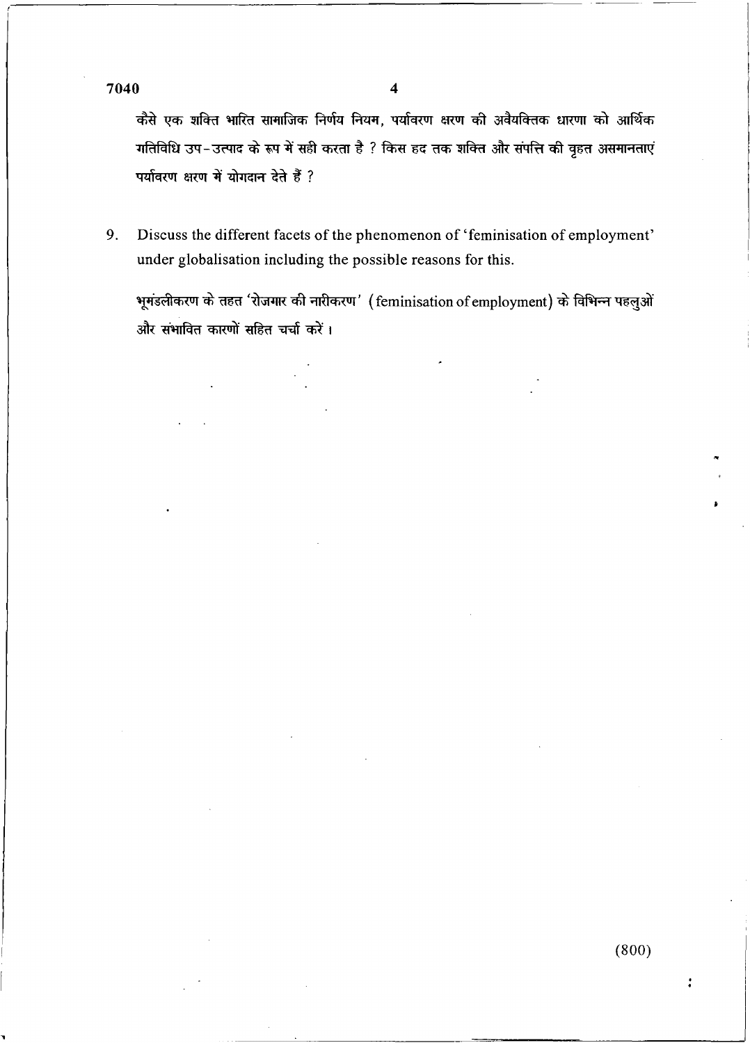कैसे एक शक्ति भारित सामाजिक निर्णय नियम, पर्यावरण क्षरण की अवैयक्तिक धारणा को आर्थिक गतिविधि उप-उत्पाद के रूप में सही करता है ? किस हद तक शक्ति और संपत्ति की वृहत असमानताएं पर्यावरण क्षरण में योगदान देते हैं ?

9. Discuss the different facets of the phenomenon of 'feminisation of employment' under globalisation including the possible reasons for this.

   भूमंडलीकरण के तहत 'रोजगार की नारीकरण' (feminisation of employment) के विभिन्न पहलुओं और संभावित कारणों सहित चर्चा करें।

(800)